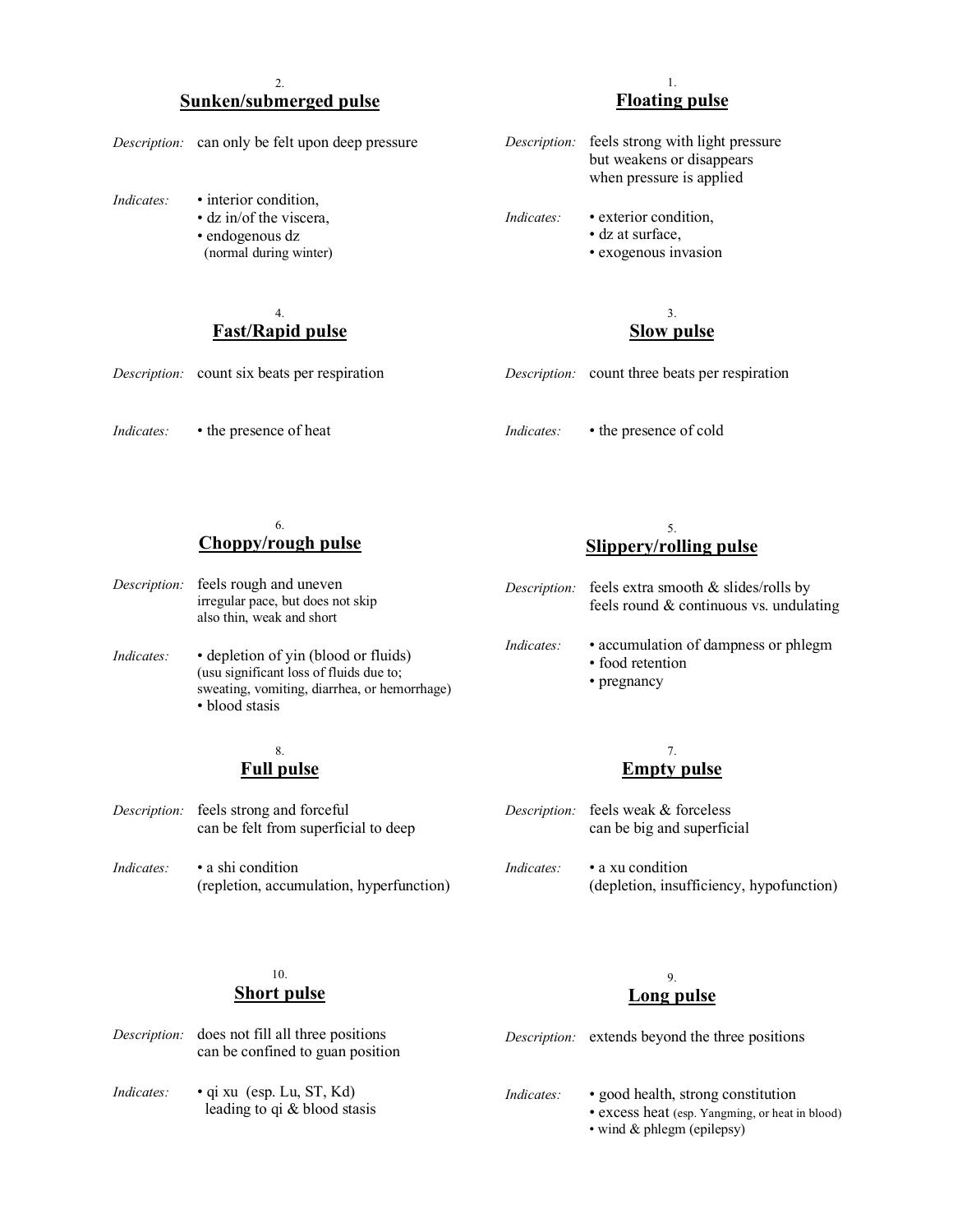## 1. Floating pulse

*Description:* feels strong with light pressure but weakens or disappears when pressure is applied

*Indicates:*
- exterior condition,
- dz at surface,
- exogenous invasion

## 2. Sunken/submerged pulse

*Description:* can only be felt upon deep pressure

*Indicates:*
- interior condition,
- dz in/of the viscera,
- endogenous dz (normal during winter)

## 3. Slow pulse

*Description:* count three beats per respiration

*Indicates:*
- the presence of cold

## 4. Fast/Rapid pulse

*Description:* count six beats per respiration

*Indicates:*
- the presence of heat

## 5. Slippery/rolling pulse

*Description:* feels extra smooth & slides/rolls by; feels round & continuous vs. undulating

*Indicates:*
- accumulation of dampness or phlegm
- food retention
- pregnancy

## 6. Choppy/rough pulse

*Description:* feels rough and uneven; irregular pace, but does not skip; also thin, weak and short

*Indicates:*
- depletion of yin (blood or fluids) (usu significant loss of fluids due to; sweating, vomiting, diarrhea, or hemorrhage)
- blood stasis

## 7. Empty pulse

*Description:* feels weak & forceless; can be big and superficial

*Indicates:*
- a xu condition (depletion, insufficiency, hypofunction)

## 8. Full pulse

*Description:* feels strong and forceful; can be felt from superficial to deep

*Indicates:*
- a shi condition (repletion, accumulation, hyperfunction)

## 9. Long pulse

*Description:* extends beyond the three positions

*Indicates:*
- good health, strong constitution
- excess heat (esp. Yangming, or heat in blood)
- wind & phlegm (epilepsy)

## 10. Short pulse

*Description:* does not fill all three positions; can be confined to guan position

*Indicates:*
- qi xu (esp. Lu, ST, Kd) leading to qi & blood stasis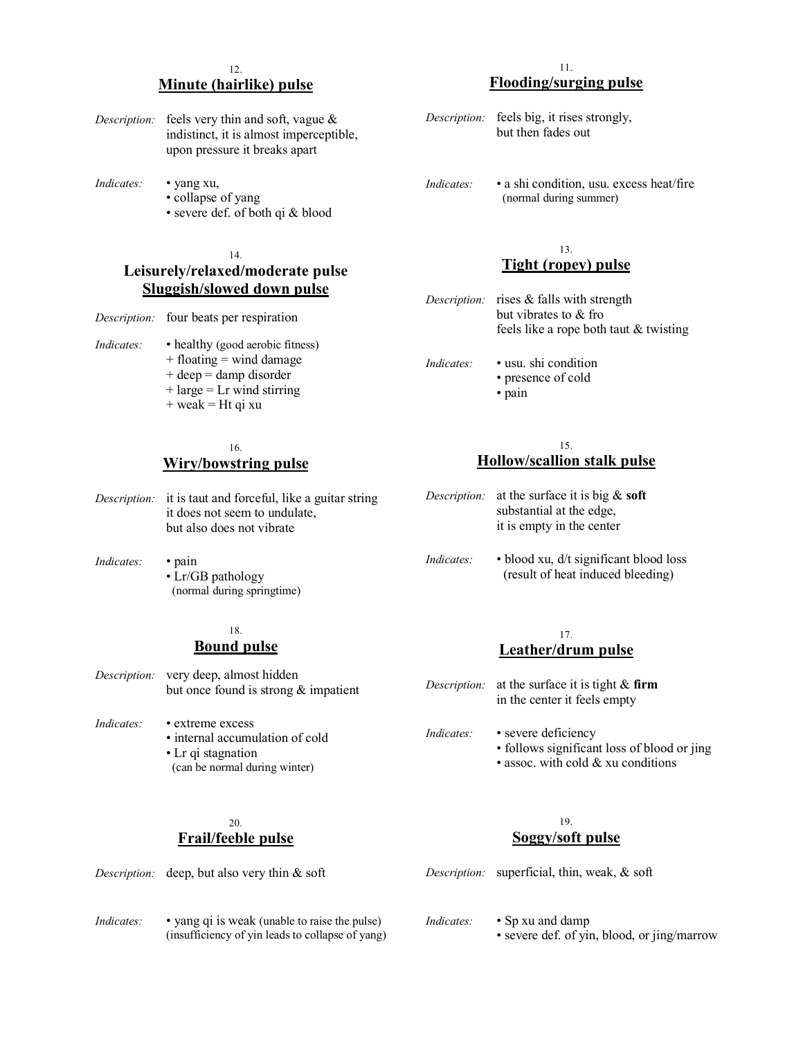## 11. Flooding/surging pulse

*Description:* feels big, it rises strongly, but then fades out

*Indicates:*
- a shi condition, usu. excess heat/fire (normal during summer)

## 12. Minute (hairlike) pulse

*Description:* feels very thin and soft, vague & indistinct, it is almost imperceptible, upon pressure it breaks apart

*Indicates:*
- yang xu,
- collapse of yang
- severe def. of both qi & blood

## 13. Tight (ropey) pulse

*Description:* rises & falls with strength but vibrates to & fro feels like a rope both taut & twisting

*Indicates:*
- usu. shi condition
- presence of cold
- pain

## 14. Leisurely/relaxed/moderate pulse Sluggish/slowed down pulse

*Description:* four beats per respiration

*Indicates:*
- healthy (good aerobic fitness)
  - + floating = wind damage
  - + deep = damp disorder
  - + large = Lr wind stirring
  - + weak = Ht qi xu

## 15. Hollow/scallion stalk pulse

*Description:* at the surface it is big & **soft** substantial at the edge, it is empty in the center

*Indicates:*
- blood xu, d/t significant blood loss (result of heat induced bleeding)

## 16. Wiry/bowstring pulse

*Description:* it is taut and forceful, like a guitar string it does not seem to undulate, but also does not vibrate

*Indicates:*
- pain
- Lr/GB pathology (normal during springtime)

## 17. Leather/drum pulse

*Description:* at the surface it is tight & **firm** in the center it feels empty

*Indicates:*
- severe deficiency
- follows significant loss of blood or jing
- assoc. with cold & xu conditions

## 18. Bound pulse

*Description:* very deep, almost hidden but once found is strong & impatient

*Indicates:*
- extreme excess
- internal accumulation of cold
- Lr qi stagnation (can be normal during winter)

## 19. Soggy/soft pulse

*Description:* superficial, thin, weak, & soft

*Indicates:*
- Sp xu and damp
- severe def. of yin, blood, or jing/marrow

## 20. Frail/feeble pulse

*Description:* deep, but also very thin & soft

*Indicates:*
- yang qi is weak (unable to raise the pulse) (insufficiency of yin leads to collapse of yang)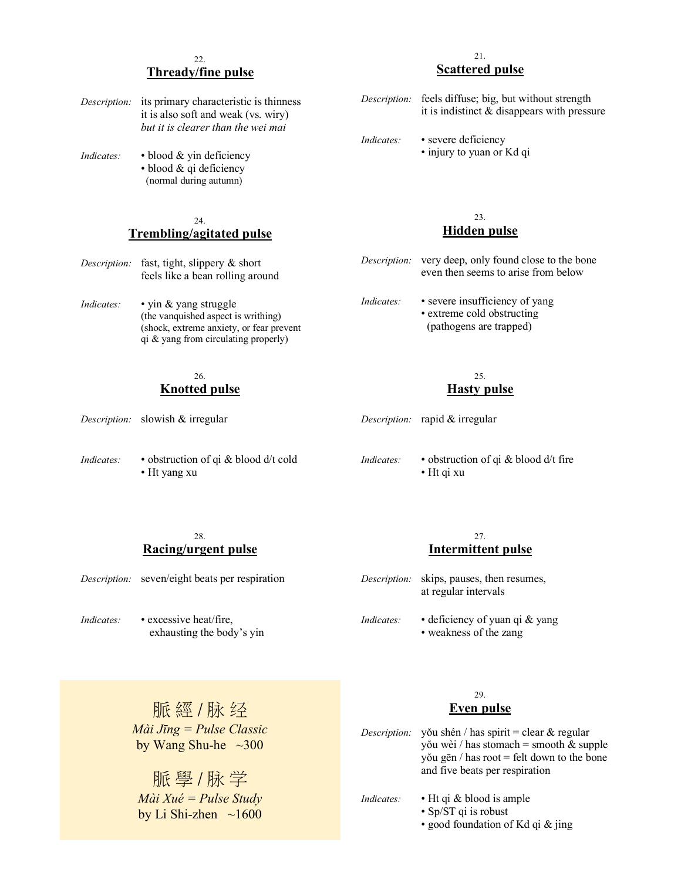### 21. Scattered pulse

*Description:* feels diffuse; big, but without strength
it is indistinct & disappears with pressure

*Indicates:*
- severe deficiency
- injury to yuan or Kd qi

### 22. Thready/fine pulse

*Description:* its primary characteristic is thinness
it is also soft and weak (vs. wiry)
*but it is clearer than the wei mai*

*Indicates:*
- blood & yin deficiency
- blood & qi deficiency
  (normal during autumn)

### 23. Hidden pulse

*Description:* very deep, only found close to the bone
even then seems to arise from below

*Indicates:*
- severe insufficiency of yang
- extreme cold obstructing
  (pathogens are trapped)

### 24. Trembling/agitated pulse

*Description:* fast, tight, slippery & short
feels like a bean rolling around

*Indicates:*
- yin & yang struggle
  (the vanquished aspect is writhing)
  (shock, extreme anxiety, or fear prevent qi & yang from circulating properly)

### 25. Hasty pulse

*Description:* rapid & irregular

*Indicates:*
- obstruction of qi & blood d/t fire
- Ht qi xu

### 26. Knotted pulse

*Description:* slowish & irregular

*Indicates:*
- obstruction of qi & blood d/t cold
- Ht yang xu

### 27. Intermittent pulse

*Description:* skips, pauses, then resumes,
at regular intervals

*Indicates:*
- deficiency of yuan qi & yang
- weakness of the zang

### 28. Racing/urgent pulse

*Description:* seven/eight beats per respiration

*Indicates:*
- excessive heat/fire,
  exhausting the body's yin

### 29. Even pulse

*Description:* yǒu shén / has spirit = clear & regular
yǒu wèi / has stomach = smooth & supple
yǒu gēn / has root = felt down to the bone
and five beats per respiration

*Indicates:*
- Ht qi & blood is ample
- Sp/ST qi is robust
- good foundation of Kd qi & jing

---

脈經 / 脉经
*Mài Jīng = Pulse Classic*
by Wang Shu-he ~300

脈學 / 脉学
*Mài Xué = Pulse Study*
by Li Shi-zhen ~1600